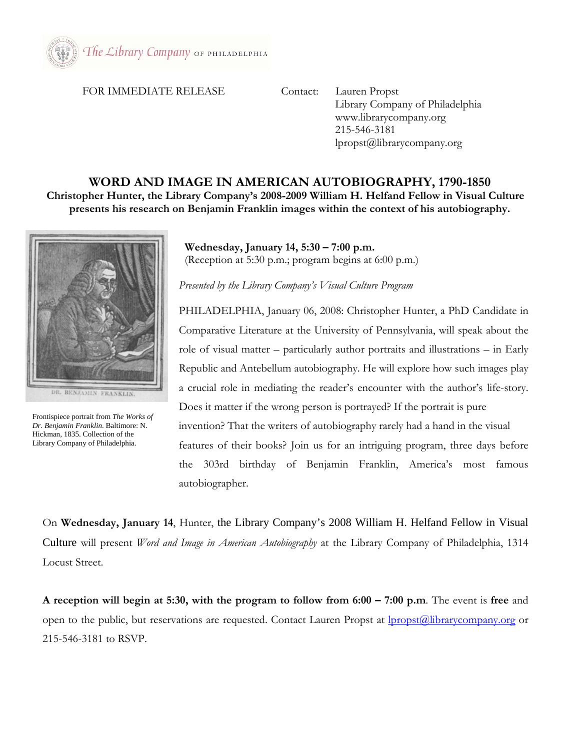The Library Company OF PHILADELPHIA

FOR IMMEDIATE RELEASE

Contact: Lauren Propst
Library Company of Philadelphia
www.librarycompany.org
215-546-3181
lpropst@librarycompany.org

# WORD AND IMAGE IN AMERICAN AUTOBIOGRAPHY, 1790-1850

**Christopher Hunter, the Library Company's 2008-2009 William H. Helfand Fellow in Visual Culture presents his research on Benjamin Franklin images within the context of his autobiography.**

Frontispiece portrait from *The Works of Dr. Benjamin Franklin*. Baltimore: N. Hickman, 1835. Collection of the Library Company of Philadelphia.

**Wednesday, January 14, 5:30 – 7:00 p.m.**
(Reception at 5:30 p.m.; program begins at 6:00 p.m.)

*Presented by the Library Company's Visual Culture Program*

PHILADELPHIA, January 06, 2008: Christopher Hunter, a PhD Candidate in Comparative Literature at the University of Pennsylvania, will speak about the role of visual matter – particularly author portraits and illustrations – in Early Republic and Antebellum autobiography. He will explore how such images play a crucial role in mediating the reader's encounter with the author's life-story. Does it matter if the wrong person is portrayed? If the portrait is pure invention? That the writers of autobiography rarely had a hand in the visual features of their books? Join us for an intriguing program, three days before the 303rd birthday of Benjamin Franklin, America's most famous autobiographer.

On **Wednesday, January 14**, Hunter, the Library Company's 2008 William H. Helfand Fellow in Visual Culture will present *Word and Image in American Autobiography* at the Library Company of Philadelphia, 1314 Locust Street.

**A reception will begin at 5:30, with the program to follow from 6:00 – 7:00 p.m**. The event is **free** and open to the public, but reservations are requested. Contact Lauren Propst at lpropst@librarycompany.org or 215-546-3181 to RSVP.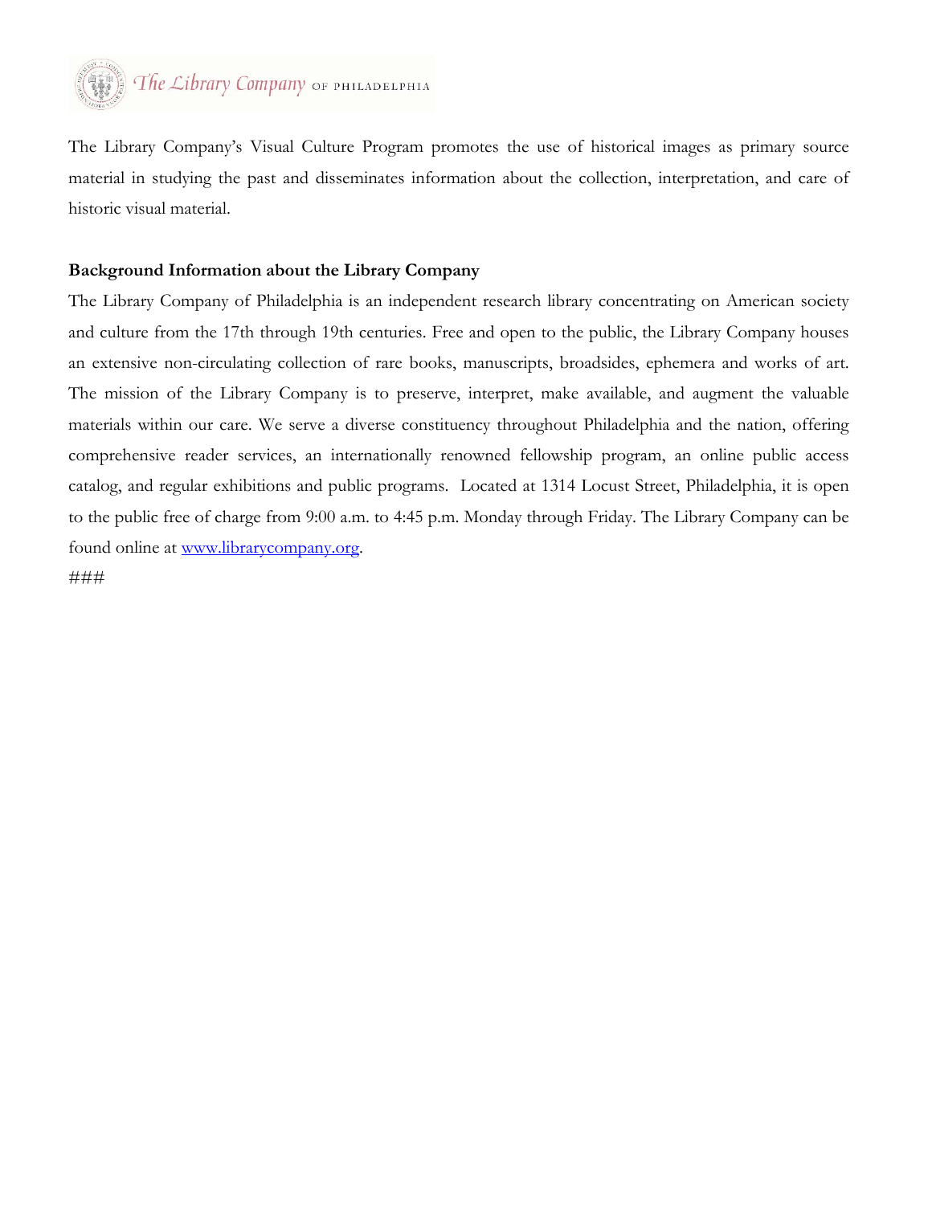The Library Company's Visual Culture Program promotes the use of historical images as primary source material in studying the past and disseminates information about the collection, interpretation, and care of historic visual material.

**Background Information about the Library Company**

The Library Company of Philadelphia is an independent research library concentrating on American society and culture from the 17th through 19th centuries. Free and open to the public, the Library Company houses an extensive non-circulating collection of rare books, manuscripts, broadsides, ephemera and works of art. The mission of the Library Company is to preserve, interpret, make available, and augment the valuable materials within our care. We serve a diverse constituency throughout Philadelphia and the nation, offering comprehensive reader services, an internationally renowned fellowship program, an online public access catalog, and regular exhibitions and public programs. Located at 1314 Locust Street, Philadelphia, it is open to the public free of charge from 9:00 a.m. to 4:45 p.m. Monday through Friday. The Library Company can be found online at [www.librarycompany.org](http://www.librarycompany.org).

###